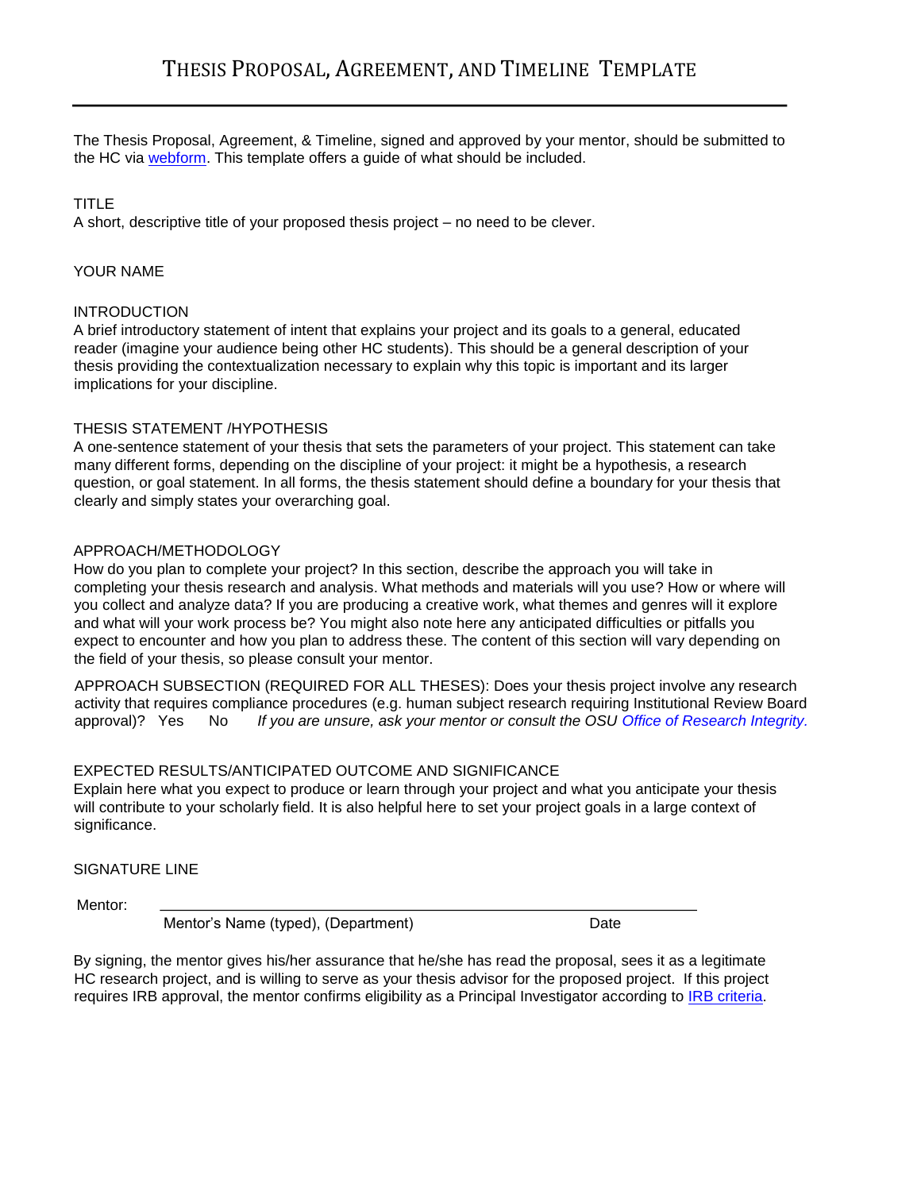# THESIS PROPOSAL, AGREEMENT, AND TIMELINE TEMPLATE

The Thesis Proposal, Agreement, & Timeline, signed and approved by your mentor, should be submitted to the HC via webform. This template offers a guide of what should be included.

TITLE

A short, descriptive title of your proposed thesis project – no need to be clever.

YOUR NAME

INTRODUCTION

A brief introductory statement of intent that explains your project and its goals to a general, educated reader (imagine your audience being other HC students). This should be a general description of your thesis providing the contextualization necessary to explain why this topic is important and its larger implications for your discipline.

THESIS STATEMENT /HYPOTHESIS

A one-sentence statement of your thesis that sets the parameters of your project. This statement can take many different forms, depending on the discipline of your project: it might be a hypothesis, a research question, or goal statement. In all forms, the thesis statement should define a boundary for your thesis that clearly and simply states your overarching goal.

APPROACH/METHODOLOGY

How do you plan to complete your project? In this section, describe the approach you will take in completing your thesis research and analysis. What methods and materials will you use? How or where will you collect and analyze data? If you are producing a creative work, what themes and genres will it explore and what will your work process be? You might also note here any anticipated difficulties or pitfalls you expect to encounter and how you plan to address these. The content of this section will vary depending on the field of your thesis, so please consult your mentor.

APPROACH SUBSECTION (REQUIRED FOR ALL THESES): Does your thesis project involve any research activity that requires compliance procedures (e.g. human subject research requiring Institutional Review Board approval)? Yes No *If you are unsure, ask your mentor or consult the OSU Office of Research Integrity.*

EXPECTED RESULTS/ANTICIPATED OUTCOME AND SIGNIFICANCE

Explain here what you expect to produce or learn through your project and what you anticipate your thesis will contribute to your scholarly field. It is also helpful here to set your project goals in a large context of significance.

SIGNATURE LINE

Mentor: ______________________________________________________________

Mentor's Name (typed), (Department) Date

By signing, the mentor gives his/her assurance that he/she has read the proposal, sees it as a legitimate HC research project, and is willing to serve as your thesis advisor for the proposed project. If this project requires IRB approval, the mentor confirms eligibility as a Principal Investigator according to IRB criteria.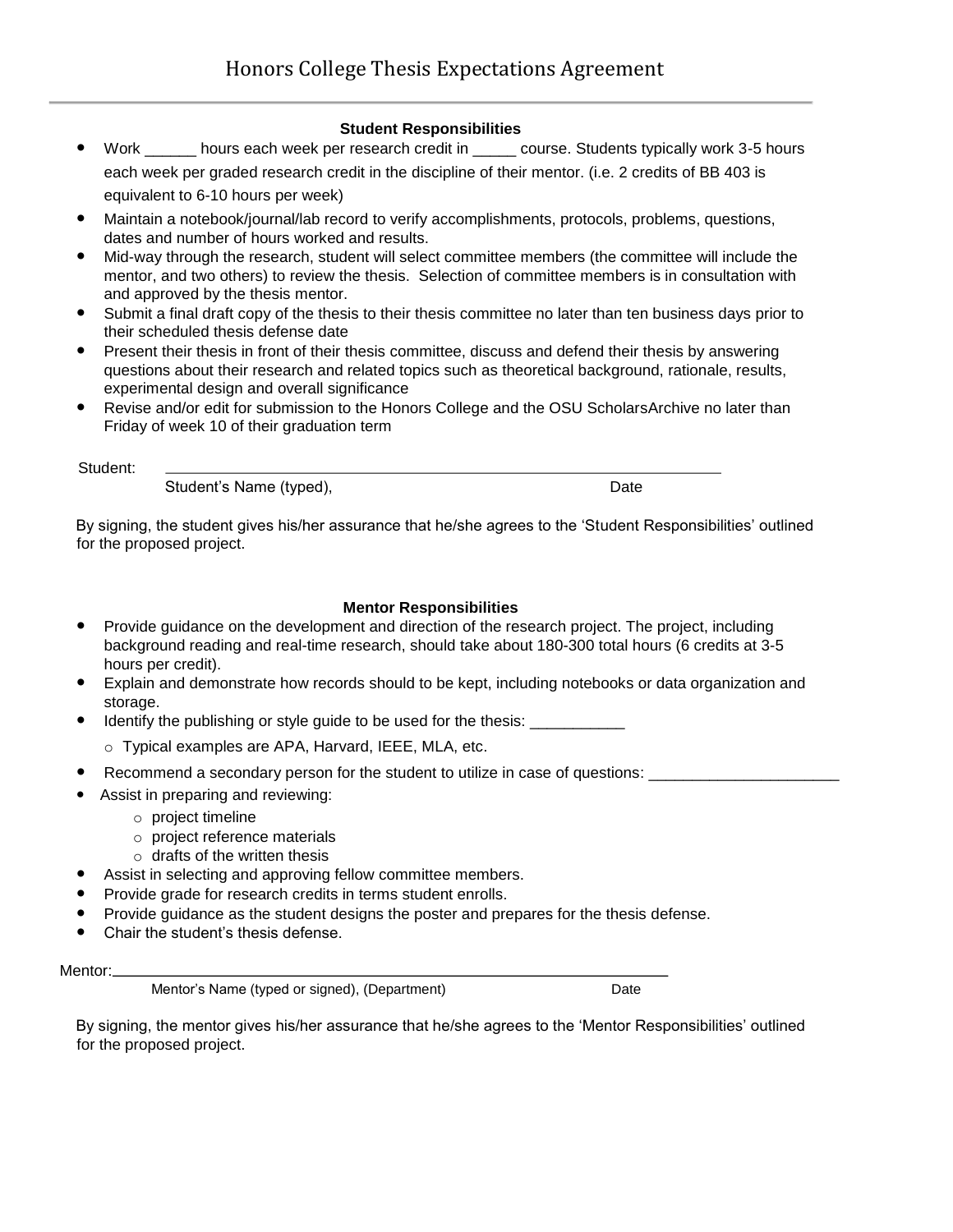# Honors College Thesis Expectations Agreement

### Student Responsibilities

- Work ______ hours each week per research credit in _____ course. Students typically work 3-5 hours each week per graded research credit in the discipline of their mentor. (i.e. 2 credits of BB 403 is equivalent to 6-10 hours per week)
- Maintain a notebook/journal/lab record to verify accomplishments, protocols, problems, questions, dates and number of hours worked and results.
- Mid-way through the research, student will select committee members (the committee will include the mentor, and two others) to review the thesis. Selection of committee members is in consultation with and approved by the thesis mentor.
- Submit a final draft copy of the thesis to their thesis committee no later than ten business days prior to their scheduled thesis defense date
- Present their thesis in front of their thesis committee, discuss and defend their thesis by answering questions about their research and related topics such as theoretical background, rationale, results, experimental design and overall significance
- Revise and/or edit for submission to the Honors College and the OSU ScholarsArchive no later than Friday of week 10 of their graduation term

Student: ___________________________________________________________________

Student's Name (typed), Date

By signing, the student gives his/her assurance that he/she agrees to the 'Student Responsibilities' outlined for the proposed project.

### Mentor Responsibilities

- Provide guidance on the development and direction of the research project. The project, including background reading and real-time research, should take about 180-300 total hours (6 credits at 3-5 hours per credit).
- Explain and demonstrate how records should to be kept, including notebooks or data organization and storage.
- Identify the publishing or style guide to be used for the thesis: ___________
  - Typical examples are APA, Harvard, IEEE, MLA, etc.
- Recommend a secondary person for the student to utilize in case of questions: ______________________
- Assist in preparing and reviewing:
  - project timeline
  - project reference materials
  - drafts of the written thesis
- Assist in selecting and approving fellow committee members.
- Provide grade for research credits in terms student enrolls.
- Provide guidance as the student designs the poster and prepares for the thesis defense.
- Chair the student's thesis defense.

Mentor:___________________________________________________________________

Mentor's Name (typed or signed), (Department) Date

By signing, the mentor gives his/her assurance that he/she agrees to the 'Mentor Responsibilities' outlined for the proposed project.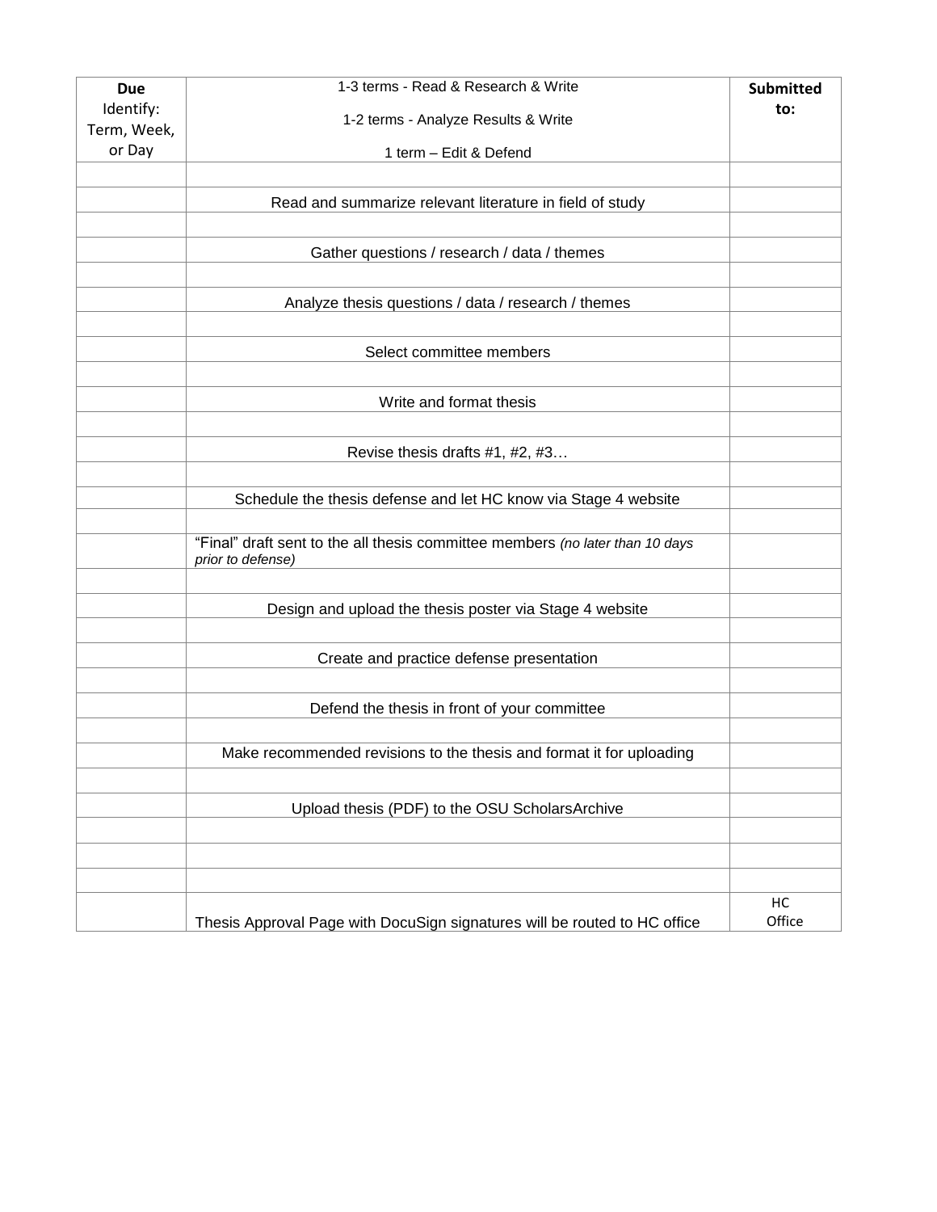| **Due** Identify: Term, Week, or Day | 1-3 terms - Read & Research & Write<br>1-2 terms - Analyze Results & Write<br>1 term – Edit & Defend | **Submitted to:** |
|---|---|---|
| | | |
| | Read and summarize relevant literature in field of study | |
| | | |
| | Gather questions / research / data / themes | |
| | | |
| | Analyze thesis questions / data / research / themes | |
| | | |
| | Select committee members | |
| | | |
| | Write and format thesis | |
| | | |
| | Revise thesis drafts #1, #2, #3… | |
| | | |
| | Schedule the thesis defense and let HC know via Stage 4 website | |
| | | |
| | "Final" draft sent to the all thesis committee members *(no later than 10 days prior to defense)* | |
| | | |
| | Design and upload the thesis poster via Stage 4 website | |
| | | |
| | Create and practice defense presentation | |
| | | |
| | Defend the thesis in front of your committee | |
| | | |
| | Make recommended revisions to the thesis and format it for uploading | |
| | | |
| | Upload thesis (PDF) to the OSU ScholarsArchive | |
| | | |
| | | |
| | | |
| | Thesis Approval Page with DocuSign signatures will be routed to HC office | HC Office |